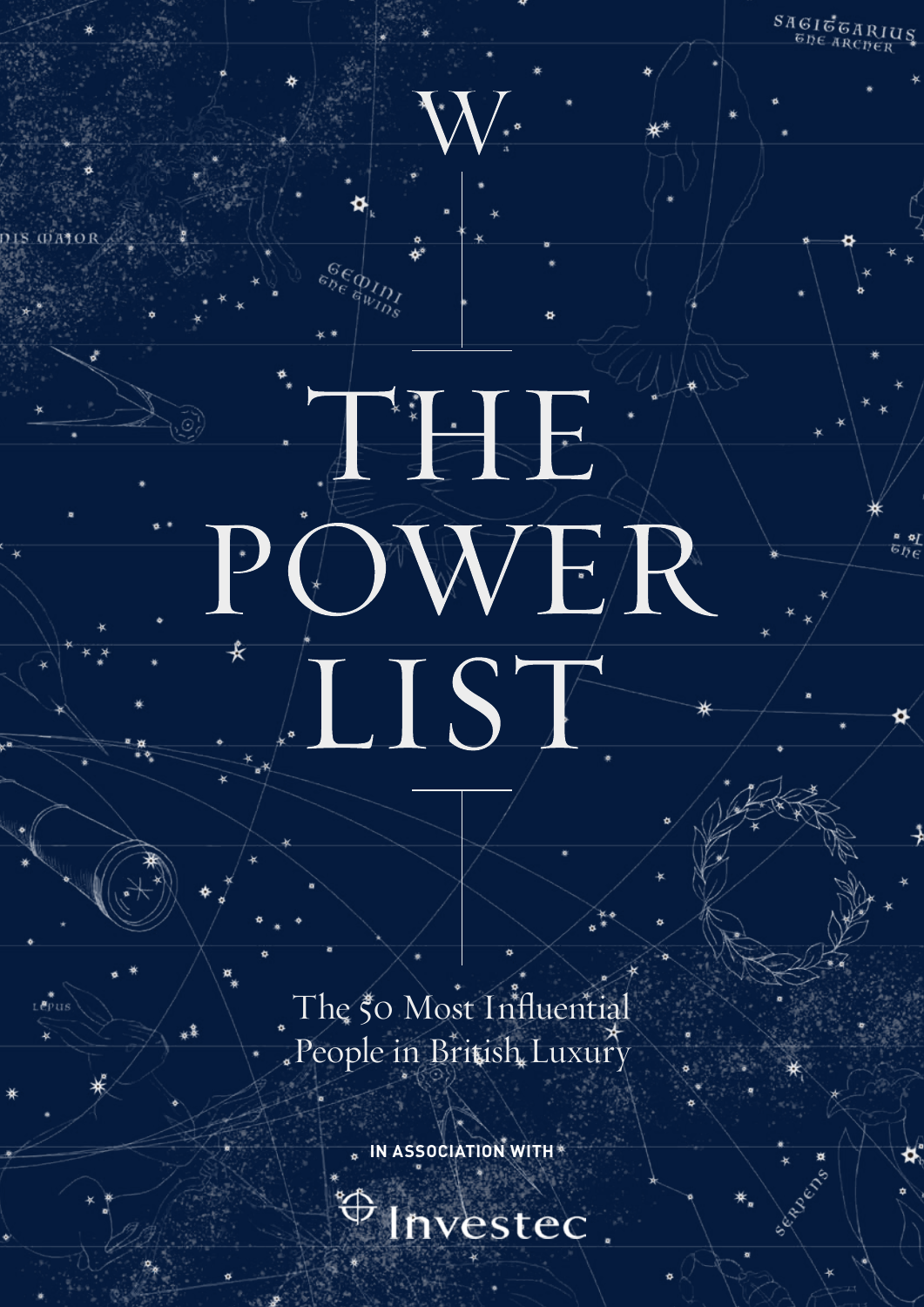W

# THE POWER LIST

The 50 Most Influential People in British Luxury

IN ASSOCIATION WITH

Investec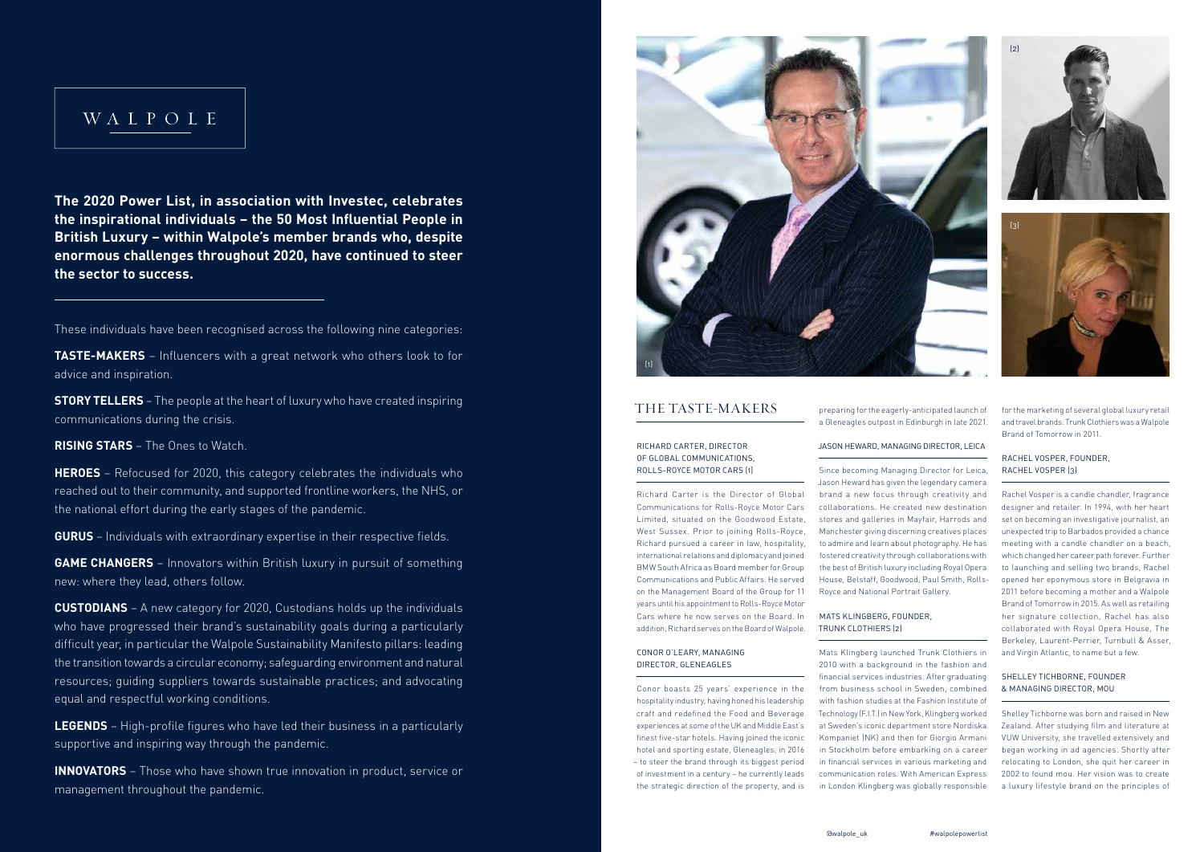# WALPOLE

**The 2020 Power List, in association with Investec, celebrates the inspirational individuals – the 50 Most Influential People in British Luxury – within Walpole's member brands who, despite enormous challenges throughout 2020, have continued to steer the sector to success.**

These individuals have been recognised across the following nine categories:

**TASTE-MAKERS** – Influencers with a great network who others look to for advice and inspiration.

**STORY TELLERS** – The people at the heart of luxury who have created inspiring communications during the crisis.

**RISING STARS** – The Ones to Watch.

**HEROES** – Refocused for 2020, this category celebrates the individuals who reached out to their community, and supported frontline workers, the NHS, or the national effort during the early stages of the pandemic.

**GURUS** – Individuals with extraordinary expertise in their respective fields.

**GAME CHANGERS** – Innovators within British luxury in pursuit of something new: where they lead, others follow.

**CUSTODIANS** – A new category for 2020, Custodians holds up the individuals who have progressed their brand's sustainability goals during a particularly difficult year, in particular the Walpole Sustainability Manifesto pillars: leading the transition towards a circular economy; safeguarding environment and natural resources; guiding suppliers towards sustainable practices; and advocating equal and respectful working conditions.

**LEGENDS** – High-profile figures who have led their business in a particularly supportive and inspiring way through the pandemic.

**INNOVATORS** – Those who have shown true innovation in product, service or management throughout the pandemic.

(1)

(2)

(3)

## THE TASTE-MAKERS

### RICHARD CARTER, DIRECTOR OF GLOBAL COMMUNICATIONS, ROLLS-ROYCE MOTOR CARS (1)

Richard Carter is the Director of Global Communications for Rolls-Royce Motor Cars Limited, situated on the Goodwood Estate, West Sussex. Prior to joining Rolls-Royce, Richard pursued a career in law, hospitality, international relations and diplomacy and joined BMW South Africa as Board member for Group Communications and Public Affairs. He served on the Management Board of the Group for 11 years until his appointment to Rolls-Royce Motor Cars where he now serves on the Board. In addition, Richard serves on the Board of Walpole.

### CONOR O'LEARY, MANAGING DIRECTOR, GLENEAGLES

Conor boasts 25 years' experience in the hospitality industry, having honed his leadership craft and redefined the Food and Beverage experiences at some of the UK and Middle East's finest five-star hotels. Having joined the iconic hotel and sporting estate, Gleneagles, in 2016 – to steer the brand through its biggest period of investment in a century – he currently leads the strategic direction of the property, and is preparing for the eagerly-anticipated launch of a Gleneagles outpost in Edinburgh in late 2021.

### JASON HEWARD, MANAGING DIRECTOR, LEICA

Since becoming Managing Director for Leica, Jason Heward has given the legendary camera brand a new focus through creativity and collaborations. He created new destination stores and galleries in Mayfair, Harrods and Manchester giving discerning creatives places to admire and learn about photography. He has fostered creativity through collaborations with the best of British luxury including Royal Opera House, Belstaff, Goodwood, Paul Smith, Rolls-Royce and National Portrait Gallery.

### MATS KLINGBERG, FOUNDER, TRUNK CLOTHIERS (2)

Mats Klingberg launched Trunk Clothiers in 2010 with a background in the fashion and financial services industries. After graduating from business school in Sweden, combined with fashion studies at the Fashion Institute of Technology (F.I.T.) in New York, Klingberg worked at Sweden's iconic department store Nordiska Kompaniet (NK) and then for Giorgio Armani in Stockholm before embarking on a career in financial services in various marketing and communication roles. With American Express in London Klingberg was globally responsible for the marketing of several global luxury retail and travel brands. Trunk Clothiers was a Walpole Brand of Tomorrow in 2011.

### RACHEL VOSPER, FOUNDER, RACHEL VOSPER (3)

Rachel Vosper is a candle chandler, fragrance designer and retailer. In 1994, with her heart set on becoming an investigative journalist, an unexpected trip to Barbados provided a chance meeting with a candle chandler on a beach, which changed her career path forever. Further to launching and selling two brands, Rachel opened her eponymous store in Belgravia in 2011 before becoming a mother and a Walpole Brand of Tomorrow in 2015. As well as retailing her signature collection, Rachel has also collaborated with Royal Opera House, The Berkeley, Laurent-Perrier, Turnbull & Asser, and Virgin Atlantic, to name but a few.

### SHELLEY TICHBORNE, FOUNDER & MANAGING DIRECTOR, MOU

Shelley Tichborne was born and raised in New Zealand. After studying film and literature at VUW University, she travelled extensively and began working in ad agencies. Shortly after relocating to London, she quit her career in 2002 to found mou. Her vision was to create a luxury lifestyle brand on the principles of

@walpole_uk #walpolepowerlist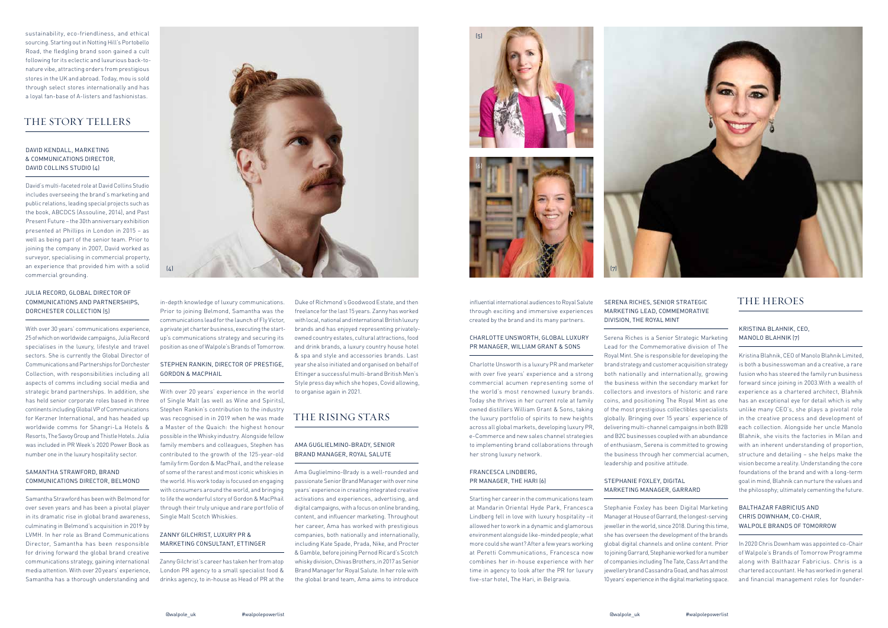sustainability, eco-friendliness, and ethical sourcing. Starting out in Notting Hill's Portobello Road, the fledgling brand soon gained a cult following for its eclectic and luxurious back-to-nature vibe, attracting orders from prestigious stores in the UK and abroad. Today, mou is sold through select stores internationally and has a loyal fan-base of A-listers and fashionistas.

## THE STORY TELLERS

### DAVID KENDALL, MARKETING & COMMUNICATIONS DIRECTOR, DAVID COLLINS STUDIO (4)

David's multi-faceted role at David Collins Studio includes overseeing the brand's marketing and public relations, leading special projects such as the book, ABCDCS (Assouline, 2014), and Past Present Future – the 30th anniversary exhibition presented at Phillips in London in 2015 – as well as being part of the senior team. Prior to joining the company in 2007, David worked as surveyor, specialising in commercial property, an experience that provided him with a solid commercial grounding.

(4)

### JULIA RECORD, GLOBAL DIRECTOR OF COMMUNICATIONS AND PARTNERSHIPS, DORCHESTER COLLECTION (5)

With over 30 years' communications experience, 25 of which on worldwide campaigns, Julia Record specialises in the luxury, lifestyle and travel sectors. She is currently the Global Director of Communications and Partnerships for Dorchester Collection, with responsibilities including all aspects of comms including social media and strategic brand partnerships. In addition, she has held senior corporate roles based in three continents including Global VP of Communications for Kerzner International, and has headed up worldwide comms for Shangri-La Hotels & Resorts, The Savoy Group and Thistle Hotels. Julia was included in PR Week's 2020 Power Book as number one in the luxury hospitality sector.

### SAMANTHA STRAWFORD, BRAND COMMUNICATIONS DIRECTOR, BELMOND

Samantha Strawford has been with Belmond for over seven years and has been a pivotal player in its dramatic rise in global brand awareness, culminating in Belmond's acquisition in 2019 by LVMH. In her role as Brand Communications Director, Samantha has been responsible for driving forward the global brand creative communications strategy, gaining international media attention. With over 20 years' experience, Samantha has a thorough understanding and in-depth knowledge of luxury communications. Prior to joining Belmond, Samantha was the communications lead for the launch of Fly Victor, a private jet charter business, executing the start-up's communications strategy and securing its position as one of Walpole's Brands of Tomorrow.

### STEPHEN RANKIN, DIRECTOR OF PRESTIGE, GORDON & MACPHAIL

With over 20 years' experience in the world of Single Malt (as well as Wine and Spirits), Stephen Rankin's contribution to the industry was recognised in in 2019 when he was made a Master of the Quaich: the highest honour possible in the Whisky industry. Alongside fellow family members and colleagues, Stephen has contributed to the growth of the 125-year-old family firm Gordon & MacPhail, and the release of some of the rarest and most iconic whiskies in the world. His work today is focused on engaging with consumers around the world, and bringing to life the wonderful story of Gordon & MacPhail through their truly unique and rare portfolio of Single Malt Scotch Whiskies.

### ZANNY GILCHRIST, LUXURY PR & MARKETING CONSULTANT, ETTINGER

Zanny Gilchrist's career has taken her from atop London PR agency to a small specialist food & drinks agency, to in-house as Head of PR at the Duke of Richmond's Goodwood Estate, and then freelance for the last 15 years. Zanny has worked with local, national and international British luxury brands and has enjoyed representing privately-owned country estates, cultural attractions, food and drink brands, a luxury country house hotel & spa and style and accessories brands. Last year she also initiated and organised on behalf of Ettinger a successful multi-brand British Men's Style press day which she hopes, Covid allowing, to organise again in 2021.

## THE RISING STARS

### AMA GUGLIELMINO-BRADY, SENIOR BRAND MANAGER, ROYAL SALUTE

Ama Guglielmino-Brady is a well-rounded and passionate Senior Brand Manager with over nine years' experience in creating integrated creative activations and experiences, advertising, and digital campaigns, with a focus on online branding, content, and influencer marketing. Throughout her career, Ama has worked with prestigious companies, both nationally and internationally, including Kate Spade, Prada, Nike, and Procter & Gamble, before joining Pernod Ricard's Scotch whisky division, Chivas Brothers, in 2017 as Senior Brand Manager for Royal Salute. In her role with the global brand team, Ama aims to introduce influential international audiences to Royal Salute through exciting and immersive experiences created by the brand and its many partners.

(5)

(6)

### CHARLOTTE UNSWORTH, GLOBAL LUXURY PR MANAGER, WILLIAM GRANT & SONS

Charlotte Unsworth is a luxury PR and marketer with over five years' experience and a strong commercial acumen representing some of the world's most renowned luxury brands. Today she thrives in her current role at family owned distillers William Grant & Sons, taking the luxury portfolio of spirits to new heights across all global markets, developing luxury PR, e-Commerce and new sales channel strategies to implementing brand collaborations through her strong luxury network.

### FRANCESCA LINDBERG, PR MANAGER, THE HARI (6)

Starting her career in the communications team at Mandarin Oriental Hyde Park, Francesca Lindberg fell in love with luxury hospitality – it allowed her to work in a dynamic and glamorous environment alongside like-minded people; what more could she want? After a few years working at Peretti Communications, Francesca now combines her in-house experience with her time in agency to look after the PR for luxury five-star hotel, The Hari, in Belgravia.

### SERENA RICHES, SENIOR STRATEGIC MARKETING LEAD, COMMEMORATIVE DIVISION, THE ROYAL MINT

Serena Riches is a Senior Strategic Marketing Lead for the Commemorative division of The Royal Mint. She is responsible for developing the brand strategy and customer acquisition strategy both nationally and internationally, growing the business within the secondary market for collectors and investors of historic and rare coins, and positioning The Royal Mint as one of the most prestigious collectibles specialists globally. Bringing over 15 years' experience of delivering multi-channel campaigns in both B2B and B2C businesses coupled with an abundance of enthusiasm, Serena is committed to growing the business through her commercial acumen, leadership and positive attitude.

### STEPHANIE FOXLEY, DIGITAL MARKETING MANAGER, GARRARD

Stephanie Foxley has been Digital Marketing Manager at House of Garrard, the longest-serving jeweller in the world, since 2018. During this time, she has overseen the development of the brands global digital channels and online content. Prior to joining Garrard, Stephanie worked for a number of companies including The Tate, Cass Art and the jewellery brand Cassandra Goad, and has almost 10 years' experience in the digital marketing space.

(7)

## THE HEROES

### KRISTINA BLAHNIK, CEO, MANOLO BLAHNIK (7)

Kristina Blahnik, CEO of Manolo Blahnik Limited, is both a businesswoman and a creative, a rare fusion who has steered the family run business forward since joining in 2003.With a wealth of experience as a chartered architect, Blahnik has an exceptional eye for detail which is why unlike many CEO's, she plays a pivotal role in the creative process and development of each collection. Alongside her uncle Manolo Blahnik, she visits the factories in Milan and with an inherent understanding of proportion, structure and detailing – she helps make the vision become a reality. Understanding the core foundations of the brand and with a long-term goal in mind, Blahnik can nurture the values and the philosophy; ultimately cementing the future.

### BALTHAZAR FABRICIUS AND CHRIS DOWNHAM, CO-CHAIR, WALPOLE BRANDS OF TOMORROW

In 2020 Chris Downham was appointed co-Chair of Walpole's Brands of Tomorrow Programme along with Balthazar Fabricius. Chris is a chartered accountant. He has worked in general and financial management roles for founder-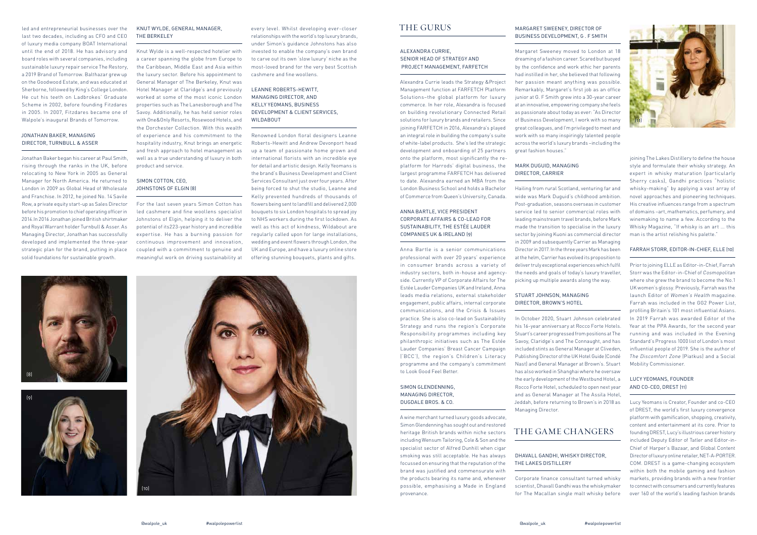led and entrepreneurial businesses over the last two decades, including as CFO and CEO of luxury media company BOAT International until the end of 2018. He has advisory and board roles with several companies, including sustainable luxury repair service The Restory, a 2019 Brand of Tomorrow. Balthazar grew up on the Goodwood Estate, and was educated at Sherborne, followed by King's College London. He cut his teeth on Ladbrokes' Graduate Scheme in 2002, before founding Fitzdares in 2005. In 2007, Fitzdares became one of Walpole's inaugural Brands of Tomorrow.

### JONATHAN BAKER, MANAGING DIRECTOR, TURNBULL & ASSER

Jonathan Baker began his career at Paul Smith, rising through the ranks in the UK, before relocating to New York in 2005 as General Manager for North America. He returned to London in 2009 as Global Head of Wholesale and Franchise. In 2012, he joined No. 14 Savile Row, a private equity start-up as Sales Director before his promotion to chief operating officer in 2014. In 2016 Jonathan joined British shirtmaker and Royal Warrant holder Turnbull & Asser. As Managing Director, Jonathan has successfully developed and implemented the three-year strategic plan for the brand, putting in place solid foundations for sustainable growth.

### KNUT WYLDE, GENERAL MANAGER, THE BERKELEY

Knut Wylde is a well-respected hotelier with a career spanning the globe from Europe to the Caribbean, Middle East and Asia within the luxury sector. Before his appointment to General Manager of The Berkeley, Knut was Hotel Manager at Claridge's and previously worked at some of the most iconic London properties such as The Lanesborough and The Savoy. Additionally, he has held senior roles with One&Only Resorts, Rosewood Hotels, and the Dorchester Collection. With this wealth of experience and his commitment to the hospitality industry, Knut brings an energetic and fresh approach to hotel management as well as a true understanding of luxury in both product and service.

### SIMON COTTON, CEO, JOHNSTONS OF ELGIN (8)

For the last seven years Simon Cotton has led cashmere and fine woollens specialist Johnstons of Elgin, helping it to deliver the potential of its223-year history and incredible expertise. He has a burning passion for continuous improvement and innovation, coupled with a commitment to genuine and meaningful work on driving sustainability at every level. Whilst developing ever-closer relationships with the world's top luxury brands, under Simon's guidance Johnstons has also invested to enable the company's own brand to carve out its own 'slow luxury' niche as the most-loved brand for the very best Scottish cashmere and fine woollens.

### LEANNE ROBERTS-HEWITT, MANAGING DIRECTOR, AND KELLY YEOMANS, BUSINESS DEVELOPMENT & CLIENT SERVICES, WILDABOUT

Renowned London floral designers Leanne Roberts-Hewitt and Andrew Devonport head up a team of passionate home grown and international florists with an incredible eye for detail and artistic design. Kelly Yeomans is the brand's Business Development and Client Services Consultant just over four years. After being forced to shut the studio, Leanne and Kelly prevented hundreds of thousands of flowers being sent to landfill and delivered 2,000 bouquets to six London hospitals to spread joy to NHS workers during the first lockdown. As well as this act of kindness, Wildabout are regularly called upon for large installations, wedding and event flowers through London, the UK and Europe, and have a luxury online store offering stunning bouquets, plants and gifts.

(8)

(9)

(10)

## THE GURUS

### ALEXANDRA CURRIE, SENIOR HEAD OF STRATEGY AND PROJECT MANAGEMENT, FARFETCH

Alexandra Currie leads the Strategy &Project Management function at FARFETCH Platform Solutions–the global platform for luxury commerce. In her role, Alexandra is focused on building revolutionary Connected Retail solutions for luxury brands and retailers. Since joining FARFETCH in 2016, Alexandra's played an integral role in building the company's suite of white-label products. She's led the strategic development and onboarding of 25 partners onto the platform, most significantly the re-platform for Harrods' digital business, the largest programme FARFETCH has delivered to date. Alexandra earned an MBA from the London Business School and holds a Bachelor of Commerce from Queen's University, Canada.

### ANNA BARTLE, VICE PRESIDENT CORPORATE AFFAIRS & CO-LEAD FOR SUSTAINABILITY, THE ESTÉE LAUDER COMPANIES UK & IRELAND (9)

Anna Bartle is a senior communications professional with over 20 years' experience in consumer brands across a variety of industry sectors, both in-house and agency-side. Currently VP of Corporate Affairs for The Estée Lauder Companies UK and Ireland, Anna leads media relations, external stakeholder engagement, public affairs, internal corporate communications, and the Crisis & Issues practice. She is also co-lead on Sustainability Strategy and runs the region's Corporate Responsibility programmes including key philanthropic initiatives such as The Estée Lauder Companies' Breast Cancer Campaign ('BCC'), the region's Children's Literacy programme and the company's commitment to Look Good Feel Better.

### SIMON GLENDENNING, MANAGING DIRECTOR, DUGDALE BROS. & CO.

A wine merchant turned luxury goods advocate, Simon Glendenning has sought out and restored heritage British brands within niche sectors including Wensum Tailoring, Cole & Son and the specialist sector of Alfred Dunhill when cigar smoking was still acceptable. He has always focussed on ensuring that the reputation of the brand was justified and commensurate with the products bearing its name and, whenever possible, emphasising a Made in England provenance.

### MARGARET SWEENEY, DIRECTOR OF BUSINESS DEVELOPMENT, G . F SMITH

Margaret Sweeney moved to London at 18 dreaming of a fashion career. Scared but buoyed by the confidence and work ethic her parents had instilled in her, she believed that following her passion meant anything was possible. Remarkably, Margaret's first job as an office junior at G. F Smith grew into a 30-year career at an innovative, empowering company she feels as passionate about today as ever: "As Director of Business Development, I work with so many great colleagues, and I'm privileged to meet and work with so many inspiringly talented people across the world's luxury brands –including the great fashion houses."

### MARK DUGUID, MANAGING DIRECTOR, CARRIER

Hailing from rural Scotland, venturing far and wide was Mark Duguid's childhood ambition. Post-graduation, seasons overseas in customer service led to senior commercial roles with leading mainstream travel brands, before Mark made the transition to specialise in the luxury sector by joining Kuoni as commercial director in 2009 and subsequently Carrier as Managing Director in 2017. In the three years Mark has been at the helm, Carrier has evolved its proposition to deliver truly exceptional experiences which fulfil the needs and goals of today's luxury traveller, picking up multiple awards along the way.

### STUART JOHNSON, MANAGING DIRECTOR, BROWN'S HOTEL

In October 2020, Stuart Johnson celebrated his 16-year anniversary at Rocco Forte Hotels. Stuart's career progressed from positions at The Savoy, Claridge's and The Connaught, and has included stints as General Manager at Cliveden, Publishing Director of the UK Hotel Guide (Condé Nast) and General Manager at Brown's. Stuart has also worked in Shanghai where he oversaw the early development of the Westbund Hotel, a Rocco Forte Hotel, scheduled to open next year and as General Manager at The Assila Hotel, Jeddah, before returning to Brown's in 2018 as Managing Director.

## THE GAME CHANGERS

### DHAVALL GANDHI, WHISKY DIRECTOR, THE LAKES DISTILLERY

Corporate finance consultant turned whisky scientist, Dhavall Gandhi was the whiskymaker for The Macallan single malt whisky before joining The Lakes Distillery to define the house style and formulate their whisky strategy. An expert in whisky maturation (particularly Sherry casks), Gandhi practices "holistic whisky-making" by applying a vast array of novel approaches and pioneering techniques. His creative influences range from a spectrum of domains –art, mathematics, perfumery, and winemaking to name a few. According to the Whisky Magazine, "If whisky is an art … this man is the artist relishing his palette."

(11)

### FARRAH STORR, EDITOR-IN-CHIEF, ELLE (10)

Prior to joining ELLE as Editor-in-Chief, Farrah Storr was the Editor-in-Chief of *Cosmopolitan* where she grew the brand to become the No.1 UK women's glossy. Previously, Farrah was the launch Editor of *Women's Health* magazine. Farrah was included in the GG2 Power List, profiling Britain's 101 most influential Asians. In 2019 Farrah was awarded Editor of the Year at the PPA Awards, for the second year running and was included in the Evening Standard's Progress 1000 list of London's most influential people of 2019. She is the author of *The Discomfort Zone* (Piatkus) and a Social Mobility Commissioner.

### LUCY YEOMANS, FOUNDER AND CO-CEO, DREST (11)

Lucy Yeomans is Creator, Founder and co-CEO of DREST, the world's first luxury convergence platform with gamification, shopping, creativity, content and entertainment at its core. Prior to founding DREST, Lucy's illustrious career history included Deputy Editor of Tatler and Editor-in-Chief of Harper's Bazaar, and Global Content Director of luxury online retailer, NET-A-PORTER. COM. DREST is a game-changing ecosystem within both the mobile gaming and fashion markets, providing brands with a new frontier to connect with consumers and currently features over 160 of the world's leading fashion brands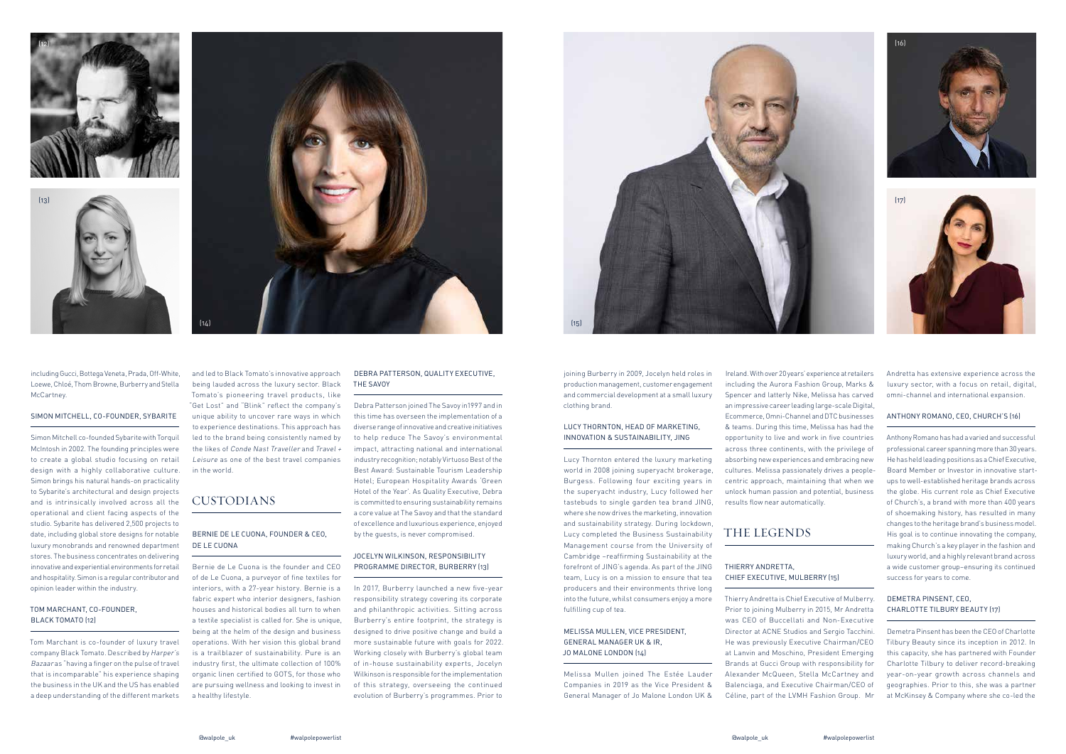including Gucci, Bottega Veneta, Prada, Off-White, Loewe, Chloé, Thom Browne, Burberry and Stella McCartney.

### SIMON MITCHELL, CO-FOUNDER, SYBARITE

Simon Mitchell co-founded Sybarite with Torquil McIntosh in 2002. The founding principles were to create a global studio focusing on retail design with a highly collaborative culture. Simon brings his natural hands-on practicality to Sybarite's architectural and design projects and is intrinsically involved across all the operational and client facing aspects of the studio. Sybarite has delivered 2,500 projects to date, including global store designs for notable luxury monobrands and renowned department stores. The business concentrates on delivering innovative and experiential environments for retail and hospitality. Simon is a regular contributor and opinion leader within the industry.

### TOM MARCHANT, CO-FOUNDER, BLACK TOMATO (12)

Tom Marchant is co-founder of luxury travel company Black Tomato. Described by *Harper's Bazaar* as "having a finger on the pulse of travel that is incomparable" his experience shaping the business in the UK and the US has enabled a deep understanding of the different markets and led to Black Tomato's innovative approach being lauded across the luxury sector. Black Tomato's pioneering travel products, like "Get Lost" and "Blink" reflect the company's unique ability to uncover rare ways in which to experience destinations. This approach has led to the brand being consistently named by the likes of *Conde Nast Traveller* and *Travel + Leisure* as one of the best travel companies in the world.

## CUSTODIANS

### BERNIE DE LE CUONA, FOUNDER & CEO, DE LE CUONA

Bernie de Le Cuona is the founder and CEO of de Le Cuona, a purveyor of fine textiles for interiors, with a 27-year history. Bernie is a fabric expert who interior designers, fashion houses and historical bodies all turn to when a textile specialist is called for. She is unique, being at the helm of the design and business operations. With her vision this global brand is a trailblazer of sustainability. Pure is an industry first, the ultimate collection of 100% organic linen certified to GOTS, for those who are pursuing wellness and looking to invest in a healthy lifestyle.

### DEBRA PATTERSON, QUALITY EXECUTIVE, THE SAVOY

Debra Patterson joined The Savoy in 1997 and in this time has overseen the implementation of a diverse range of innovative and creative initiatives to help reduce The Savoy's environmental impact, attracting national and international industry recognition; notably Virtuoso Best of the Best Award: Sustainable Tourism Leadership Hotel; European Hospitality Awards 'Green Hotel of the Year'. As Quality Executive, Debra is committed to ensuring sustainability remains a core value at The Savoy and that the standard of excellence and luxurious experience, enjoyed by the guests, is never compromised.

### JOCELYN WILKINSON, RESPONSIBILITY PROGRAMME DIRECTOR, BURBERRY (13)

In 2017, Burberry launched a new five-year responsibility strategy covering its corporate and philanthropic activities. Sitting across Burberry's entire footprint, the strategy is designed to drive positive change and build a more sustainable future with goals for 2022. Working closely with Burberry's global team of in-house sustainability experts, Jocelyn Wilkinson is responsible for the implementation of this strategy, overseeing the continued evolution of Burberry's programmes. Prior to joining Burberry in 2009, Jocelyn held roles in production management, customer engagement and commercial development at a small luxury clothing brand.

### LUCY THORNTON, HEAD OF MARKETING, INNOVATION & SUSTAINABILITY, JING

Lucy Thornton entered the luxury marketing world in 2008 joining superyacht brokerage, Burgess. Following four exciting years in the superyacht industry, Lucy followed her tastebuds to single garden tea brand JING, where she now drives the marketing, innovation and sustainability strategy. During lockdown, Lucy completed the Business Sustainability Management course from the University of Cambridge –reaffirming Sustainability at the forefront of JING's agenda. As part of the JING team, Lucy is on a mission to ensure that tea producers and their environments thrive long into the future, whilst consumers enjoy a more fulfilling cup of tea.

### MELISSA MULLEN, VICE PRESIDENT, GENERAL MANAGER UK & IR, JO MALONE LONDON (14)

Melissa Mullen joined The Estée Lauder Companies in 2019 as the Vice President & General Manager of Jo Malone London UK & Ireland. With over 20 years' experience at retailers including the Aurora Fashion Group, Marks & Spencer and latterly Nike, Melissa has carved an impressive career leading large-scale Digital, Ecommerce, Omni-Channel and DTC businesses & teams. During this time, Melissa has had the opportunity to live and work in five countries across three continents, with the privilege of absorbing new experiences and embracing new cultures. Melissa passionately drives a people-centric approach, maintaining that when we unlock human passion and potential, business results flow near automatically.

## THE LEGENDS

### THIERRY ANDRETTA, CHIEF EXECUTIVE, MULBERRY (15)

Thierry Andretta is Chief Executive of Mulberry. Prior to joining Mulberry in 2015, Mr Andretta was CEO of Buccellati and Non-Executive Director at ACNE Studios and Sergio Tacchini. He was previously Executive Chairman/CEO at Lanvin and Moschino, President Emerging Brands at Gucci Group with responsibility for Alexander McQueen, Stella McCartney and Balenciaga, and Executive Chairman/CEO of Céline, part of the LVMH Fashion Group. Mr Andretta has extensive experience across the luxury sector, with a focus on retail, digital, omni-channel and international expansion.

### ANTHONY ROMANO, CEO, CHURCH'S (16)

Anthony Romano has had a varied and successful professional career spanning more than 30 years. He has held leading positions as a Chief Executive, Board Member or Investor in innovative start-ups to well-established heritage brands across the globe. His current role as Chief Executive of Church's, a brand with more than 400 years of shoemaking history, has resulted in many changes to the heritage brand's business model. His goal is to continue innovating the company, making Church's a key player in the fashion and luxury world, and a highly relevant brand across a wide customer group–ensuring its continued success for years to come.

### DEMETRA PINSENT, CEO, CHARLOTTE TILBURY BEAUTY (17)

Demetra Pinsent has been the CEO of Charlotte Tilbury Beauty since its inception in 2012. In this capacity, she has partnered with Founder Charlotte Tilbury to deliver record-breaking year-on-year growth across channels and geographies. Prior to this, she was a partner at McKinsey & Company where she co-led the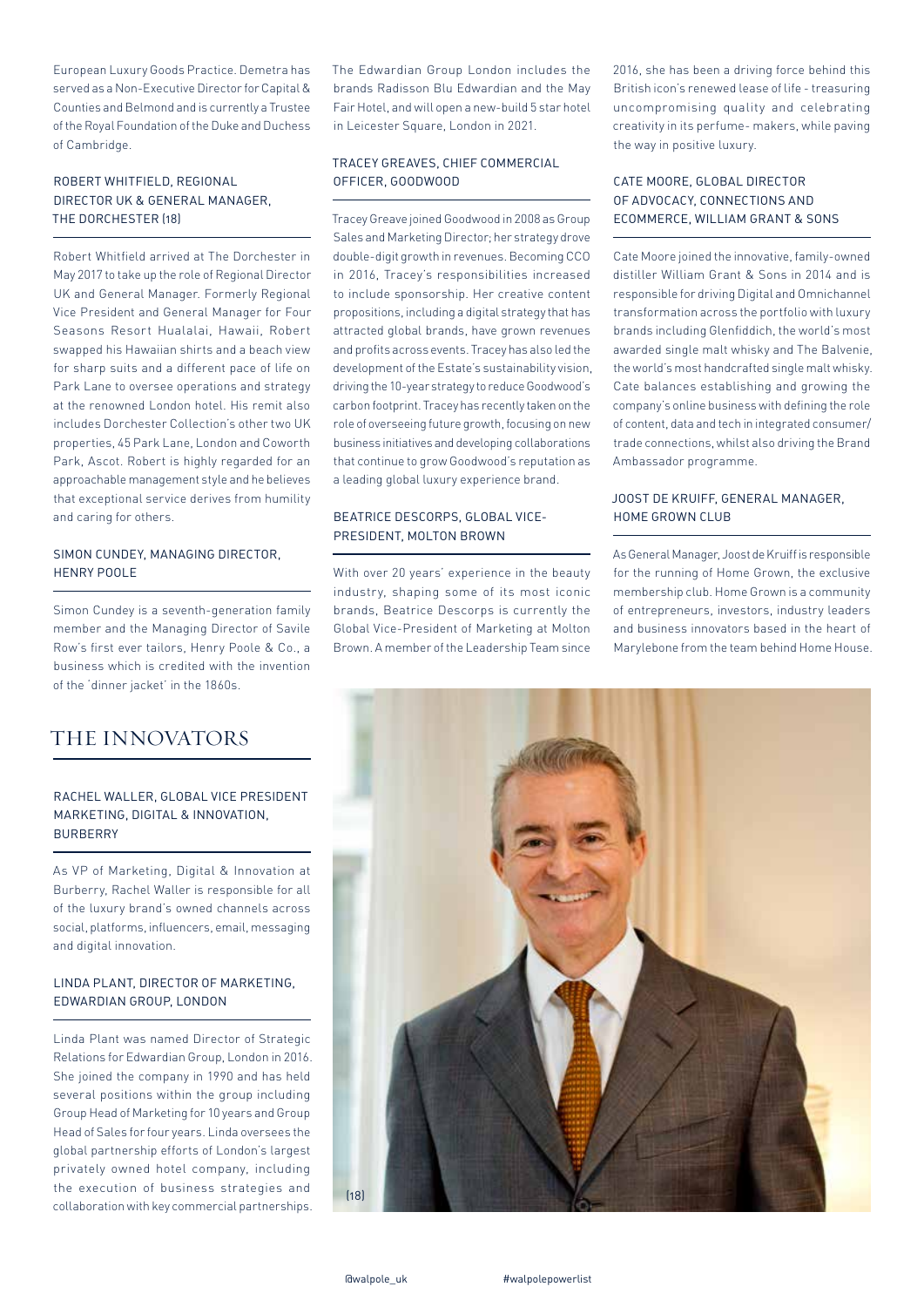European Luxury Goods Practice. Demetra has served as a Non-Executive Director for Capital & Counties and Belmond and is currently a Trustee of the Royal Foundation of the Duke and Duchess of Cambridge.

### ROBERT WHITFIELD, REGIONAL DIRECTOR UK & GENERAL MANAGER, THE DORCHESTER (18)

Robert Whitfield arrived at The Dorchester in May 2017 to take up the role of Regional Director UK and General Manager. Formerly Regional Vice President and General Manager for Four Seasons Resort Hualalai, Hawaii, Robert swapped his Hawaiian shirts and a beach view for sharp suits and a different pace of life on Park Lane to oversee operations and strategy at the renowned London hotel. His remit also includes Dorchester Collection's other two UK properties, 45 Park Lane, London and Coworth Park, Ascot. Robert is highly regarded for an approachable management style and he believes that exceptional service derives from humility and caring for others.

### SIMON CUNDEY, MANAGING DIRECTOR, HENRY POOLE

Simon Cundey is a seventh-generation family member and the Managing Director of Savile Row's first ever tailors, Henry Poole & Co., a business which is credited with the invention of the 'dinner jacket' in the 1860s.

## THE INNOVATORS

### RACHEL WALLER, GLOBAL VICE PRESIDENT MARKETING, DIGITAL & INNOVATION, BURBERRY

As VP of Marketing, Digital & Innovation at Burberry, Rachel Waller is responsible for all of the luxury brand's owned channels across social, platforms, influencers, email, messaging and digital innovation.

### LINDA PLANT, DIRECTOR OF MARKETING, EDWARDIAN GROUP, LONDON

Linda Plant was named Director of Strategic Relations for Edwardian Group, London in 2016. She joined the company in 1990 and has held several positions within the group including Group Head of Marketing for 10 years and Group Head of Sales for four years. Linda oversees the global partnership efforts of London's largest privately owned hotel company, including the execution of business strategies and collaboration with key commercial partnerships. The Edwardian Group London includes the brands Radisson Blu Edwardian and the May Fair Hotel, and will open a new-build 5 star hotel in Leicester Square, London in 2021.

### TRACEY GREAVES, CHIEF COMMERCIAL OFFICER, GOODWOOD

Tracey Greave joined Goodwood in 2008 as Group Sales and Marketing Director; her strategy drove double-digit growth in revenues. Becoming CCO in 2016, Tracey's responsibilities increased to include sponsorship. Her creative content propositions, including a digital strategy that has attracted global brands, have grown revenues and profits across events. Tracey has also led the development of the Estate's sustainability vision, driving the 10-year strategy to reduce Goodwood's carbon footprint. Tracey has recently taken on the role of overseeing future growth, focusing on new business initiatives and developing collaborations that continue to grow Goodwood's reputation as a leading global luxury experience brand.

### BEATRICE DESCORPS, GLOBAL VICE-PRESIDENT, MOLTON BROWN

With over 20 years' experience in the beauty industry, shaping some of its most iconic brands, Beatrice Descorps is currently the Global Vice-President of Marketing at Molton Brown. A member of the Leadership Team since 2016, she has been a driving force behind this British icon's renewed lease of life - treasuring uncompromising quality and celebrating creativity in its perfume- makers, while paving the way in positive luxury.

### CATE MOORE, GLOBAL DIRECTOR OF ADVOCACY, CONNECTIONS AND ECOMMERCE, WILLIAM GRANT & SONS

Cate Moore joined the innovative, family-owned distiller William Grant & Sons in 2014 and is responsible for driving Digital and Omnichannel transformation across the portfolio with luxury brands including Glenfiddich, the world's most awarded single malt whisky and The Balvenie, the world's most handcrafted single malt whisky. Cate balances establishing and growing the company's online business with defining the role of content, data and tech in integrated consumer/ trade connections, whilst also driving the Brand Ambassador programme.

### JOOST DE KRUIFF, GENERAL MANAGER, HOME GROWN CLUB

As General Manager, Joost de Kruiff is responsible for the running of Home Grown, the exclusive membership club. Home Grown is a community of entrepreneurs, investors, industry leaders and business innovators based in the heart of Marylebone from the team behind Home House.

(18)